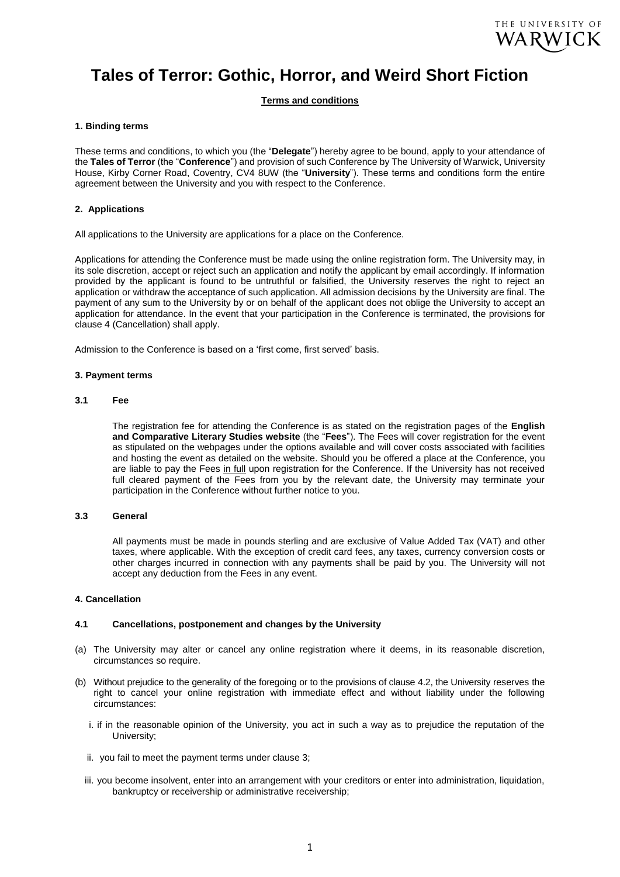# Tales of Terror: Gothic, Horror, and Weird Short Fiction

**Terms and conditions**

### 1. Binding terms

These terms and conditions, to which you (the "**Delegate**") hereby agree to be bound, apply to your attendance of the **Tales of Terror** (the "**Conference**") and provision of such Conference by The University of Warwick, University House, Kirby Corner Road, Coventry, CV4 8UW (the "**University**"). These terms and conditions form the entire agreement between the University and you with respect to the Conference.

### 2. Applications

All applications to the University are applications for a place on the Conference.

Applications for attending the Conference must be made using the online registration form. The University may, in its sole discretion, accept or reject such an application and notify the applicant by email accordingly. If information provided by the applicant is found to be untruthful or falsified, the University reserves the right to reject an application or withdraw the acceptance of such application. All admission decisions by the University are final. The payment of any sum to the University by or on behalf of the applicant does not oblige the University to accept an application for attendance. In the event that your participation in the Conference is terminated, the provisions for clause 4 (Cancellation) shall apply.

Admission to the Conference is based on a 'first come, first served' basis.

### 3. Payment terms

#### 3.1 Fee

The registration fee for attending the Conference is as stated on the registration pages of the **English and Comparative Literary Studies website** (the "**Fees**"). The Fees will cover registration for the event as stipulated on the webpages under the options available and will cover costs associated with facilities and hosting the event as detailed on the website. Should you be offered a place at the Conference, you are liable to pay the Fees in full upon registration for the Conference. If the University has not received full cleared payment of the Fees from you by the relevant date, the University may terminate your participation in the Conference without further notice to you.

#### 3.3 General

All payments must be made in pounds sterling and are exclusive of Value Added Tax (VAT) and other taxes, where applicable. With the exception of credit card fees, any taxes, currency conversion costs or other charges incurred in connection with any payments shall be paid by you. The University will not accept any deduction from the Fees in any event.

### 4. Cancellation

#### 4.1 Cancellations, postponement and changes by the University

(a) The University may alter or cancel any online registration where it deems, in its reasonable discretion, circumstances so require.

(b) Without prejudice to the generality of the foregoing or to the provisions of clause 4.2, the University reserves the right to cancel your online registration with immediate effect and without liability under the following circumstances:

i. if in the reasonable opinion of the University, you act in such a way as to prejudice the reputation of the University;

ii. you fail to meet the payment terms under clause 3;

iii. you become insolvent, enter into an arrangement with your creditors or enter into administration, liquidation, bankruptcy or receivership or administrative receivership;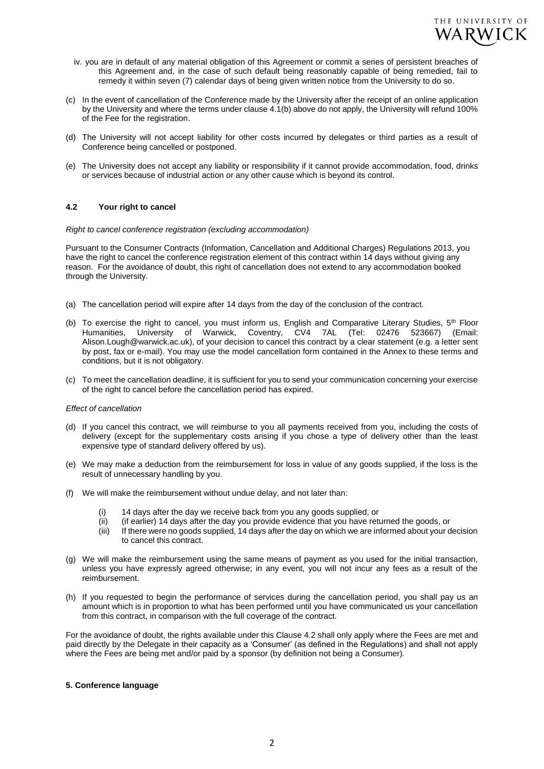iv. you are in default of any material obligation of this Agreement or commit a series of persistent breaches of this Agreement and, in the case of such default being reasonably capable of being remedied, fail to remedy it within seven (7) calendar days of being given written notice from the University to do so.

(c) In the event of cancellation of the Conference made by the University after the receipt of an online application by the University and where the terms under clause 4.1(b) above do not apply, the University will refund 100% of the Fee for the registration.

(d) The University will not accept liability for other costs incurred by delegates or third parties as a result of Conference being cancelled or postponed.

(e) The University does not accept any liability or responsibility if it cannot provide accommodation, food, drinks or services because of industrial action or any other cause which is beyond its control.

#### 4.2 Your right to cancel

*Right to cancel conference registration (excluding accommodation)*

Pursuant to the Consumer Contracts (Information, Cancellation and Additional Charges) Regulations 2013, you have the right to cancel the conference registration element of this contract within 14 days without giving any reason. For the avoidance of doubt, this right of cancellation does not extend to any accommodation booked through the University.

(a) The cancellation period will expire after 14 days from the day of the conclusion of the contract.

(b) To exercise the right to cancel, you must inform us, English and Comparative Literary Studies, 5th Floor Humanities, University of Warwick, Coventry, CV4 7AL (Tel: 02476 523667) (Email: Alison.Lough@warwick.ac.uk), of your decision to cancel this contract by a clear statement (e.g. a letter sent by post, fax or e-mail). You may use the model cancellation form contained in the Annex to these terms and conditions, but it is not obligatory.

(c) To meet the cancellation deadline, it is sufficient for you to send your communication concerning your exercise of the right to cancel before the cancellation period has expired.

*Effect of cancellation*

(d) If you cancel this contract, we will reimburse to you all payments received from you, including the costs of delivery (except for the supplementary costs arising if you chose a type of delivery other than the least expensive type of standard delivery offered by us).

(e) We may make a deduction from the reimbursement for loss in value of any goods supplied, if the loss is the result of unnecessary handling by you.

(f) We will make the reimbursement without undue delay, and not later than:

   (i) 14 days after the day we receive back from you any goods supplied, or
   (ii) (if earlier) 14 days after the day you provide evidence that you have returned the goods, or
   (iii) If there were no goods supplied, 14 days after the day on which we are informed about your decision to cancel this contract.

(g) We will make the reimbursement using the same means of payment as you used for the initial transaction, unless you have expressly agreed otherwise; in any event, you will not incur any fees as a result of the reimbursement.

(h) If you requested to begin the performance of services during the cancellation period, you shall pay us an amount which is in proportion to what has been performed until you have communicated us your cancellation from this contract, in comparison with the full coverage of the contract.

For the avoidance of doubt, the rights available under this Clause 4.2 shall only apply where the Fees are met and paid directly by the Delegate in their capacity as a 'Consumer' (as defined in the Regulations) and shall not apply where the Fees are being met and/or paid by a sponsor (by definition not being a Consumer).

#### 5. Conference language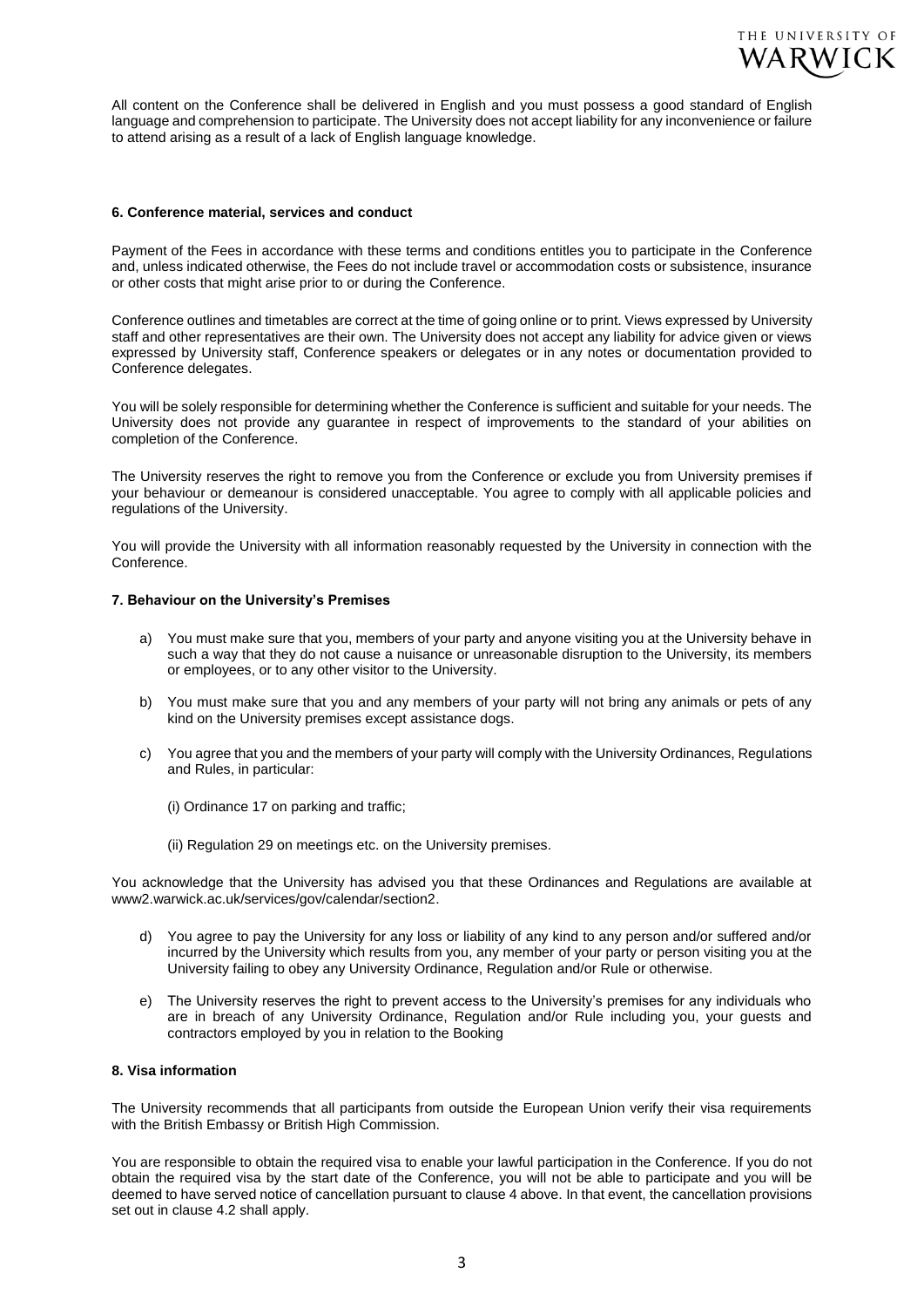All content on the Conference shall be delivered in English and you must possess a good standard of English language and comprehension to participate. The University does not accept liability for any inconvenience or failure to attend arising as a result of a lack of English language knowledge.

**6. Conference material, services and conduct**

Payment of the Fees in accordance with these terms and conditions entitles you to participate in the Conference and, unless indicated otherwise, the Fees do not include travel or accommodation costs or subsistence, insurance or other costs that might arise prior to or during the Conference.

Conference outlines and timetables are correct at the time of going online or to print. Views expressed by University staff and other representatives are their own. The University does not accept any liability for advice given or views expressed by University staff, Conference speakers or delegates or in any notes or documentation provided to Conference delegates.

You will be solely responsible for determining whether the Conference is sufficient and suitable for your needs. The University does not provide any guarantee in respect of improvements to the standard of your abilities on completion of the Conference.

The University reserves the right to remove you from the Conference or exclude you from University premises if your behaviour or demeanour is considered unacceptable. You agree to comply with all applicable policies and regulations of the University.

You will provide the University with all information reasonably requested by the University in connection with the Conference.

**7. Behaviour on the University's Premises**

a) You must make sure that you, members of your party and anyone visiting you at the University behave in such a way that they do not cause a nuisance or unreasonable disruption to the University, its members or employees, or to any other visitor to the University.

b) You must make sure that you and any members of your party will not bring any animals or pets of any kind on the University premises except assistance dogs.

c) You agree that you and the members of your party will comply with the University Ordinances, Regulations and Rules, in particular:

   (i) Ordinance 17 on parking and traffic;

   (ii) Regulation 29 on meetings etc. on the University premises.

You acknowledge that the University has advised you that these Ordinances and Regulations are available at www2.warwick.ac.uk/services/gov/calendar/section2.

d) You agree to pay the University for any loss or liability of any kind to any person and/or suffered and/or incurred by the University which results from you, any member of your party or person visiting you at the University failing to obey any University Ordinance, Regulation and/or Rule or otherwise.

e) The University reserves the right to prevent access to the University's premises for any individuals who are in breach of any University Ordinance, Regulation and/or Rule including you, your guests and contractors employed by you in relation to the Booking

**8. Visa information**

The University recommends that all participants from outside the European Union verify their visa requirements with the British Embassy or British High Commission.

You are responsible to obtain the required visa to enable your lawful participation in the Conference. If you do not obtain the required visa by the start date of the Conference, you will not be able to participate and you will be deemed to have served notice of cancellation pursuant to clause 4 above. In that event, the cancellation provisions set out in clause 4.2 shall apply.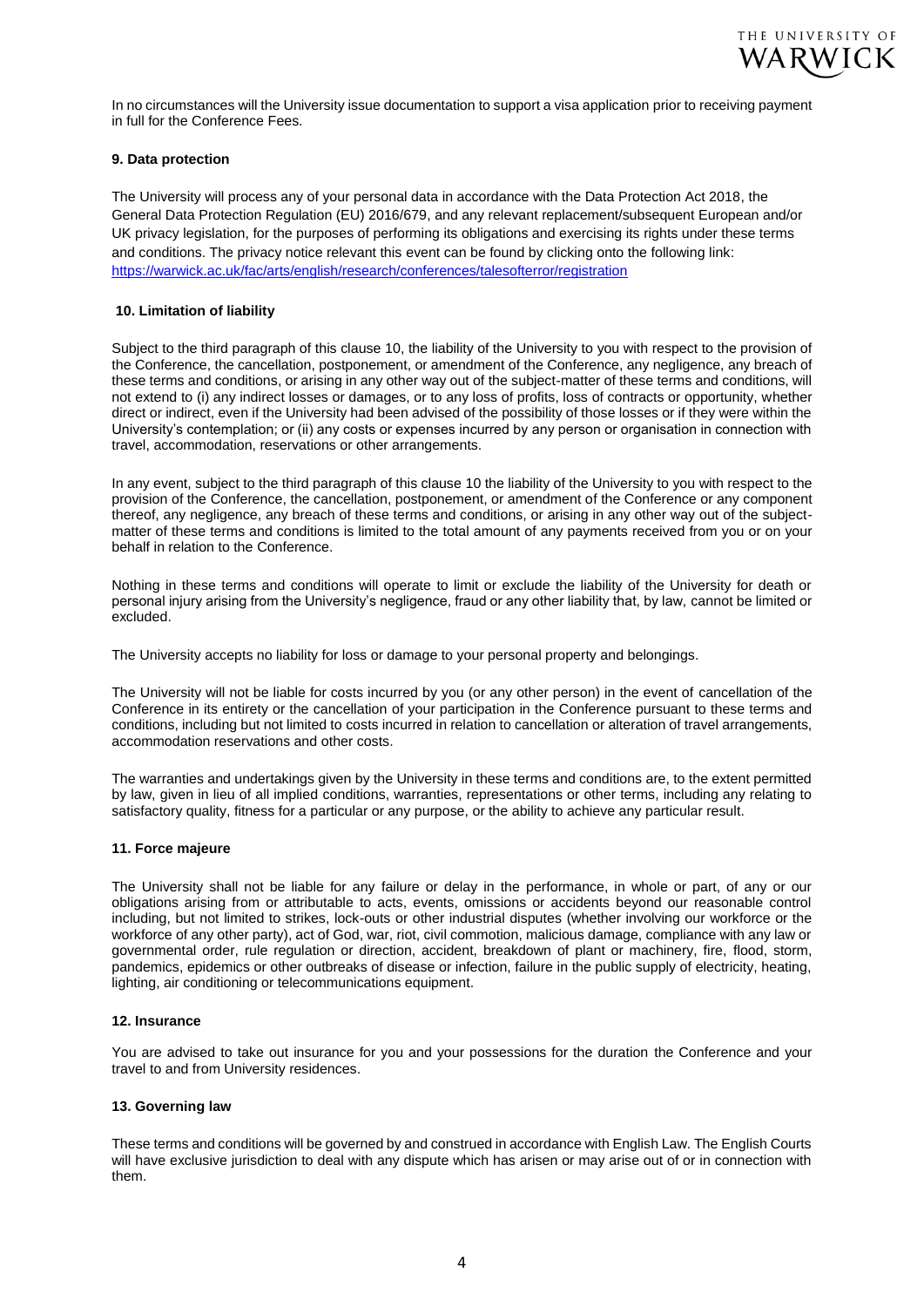In no circumstances will the University issue documentation to support a visa application prior to receiving payment in full for the Conference Fees.

**9. Data protection**

The University will process any of your personal data in accordance with the Data Protection Act 2018, the General Data Protection Regulation (EU) 2016/679, and any relevant replacement/subsequent European and/or UK privacy legislation, for the purposes of performing its obligations and exercising its rights under these terms and conditions. The privacy notice relevant this event can be found by clicking onto the following link: [https://warwick.ac.uk/fac/arts/english/research/conferences/talesofterror/registration](https://warwick.ac.uk/fac/arts/english/research/conferences/talesofterror/registration)

**10. Limitation of liability**

Subject to the third paragraph of this clause 10, the liability of the University to you with respect to the provision of the Conference, the cancellation, postponement, or amendment of the Conference, any negligence, any breach of these terms and conditions, or arising in any other way out of the subject-matter of these terms and conditions, will not extend to (i) any indirect losses or damages, or to any loss of profits, loss of contracts or opportunity, whether direct or indirect, even if the University had been advised of the possibility of those losses or if they were within the University's contemplation; or (ii) any costs or expenses incurred by any person or organisation in connection with travel, accommodation, reservations or other arrangements.

In any event, subject to the third paragraph of this clause 10 the liability of the University to you with respect to the provision of the Conference, the cancellation, postponement, or amendment of the Conference or any component thereof, any negligence, any breach of these terms and conditions, or arising in any other way out of the subject-matter of these terms and conditions is limited to the total amount of any payments received from you or on your behalf in relation to the Conference.

Nothing in these terms and conditions will operate to limit or exclude the liability of the University for death or personal injury arising from the University's negligence, fraud or any other liability that, by law, cannot be limited or excluded.

The University accepts no liability for loss or damage to your personal property and belongings.

The University will not be liable for costs incurred by you (or any other person) in the event of cancellation of the Conference in its entirety or the cancellation of your participation in the Conference pursuant to these terms and conditions, including but not limited to costs incurred in relation to cancellation or alteration of travel arrangements, accommodation reservations and other costs.

The warranties and undertakings given by the University in these terms and conditions are, to the extent permitted by law, given in lieu of all implied conditions, warranties, representations or other terms, including any relating to satisfactory quality, fitness for a particular or any purpose, or the ability to achieve any particular result.

**11. Force majeure**

The University shall not be liable for any failure or delay in the performance, in whole or part, of any or our obligations arising from or attributable to acts, events, omissions or accidents beyond our reasonable control including, but not limited to strikes, lock-outs or other industrial disputes (whether involving our workforce or the workforce of any other party), act of God, war, riot, civil commotion, malicious damage, compliance with any law or governmental order, rule regulation or direction, accident, breakdown of plant or machinery, fire, flood, storm, pandemics, epidemics or other outbreaks of disease or infection, failure in the public supply of electricity, heating, lighting, air conditioning or telecommunications equipment.

**12. Insurance**

You are advised to take out insurance for you and your possessions for the duration the Conference and your travel to and from University residences.

**13. Governing law**

These terms and conditions will be governed by and construed in accordance with English Law. The English Courts will have exclusive jurisdiction to deal with any dispute which has arisen or may arise out of or in connection with them.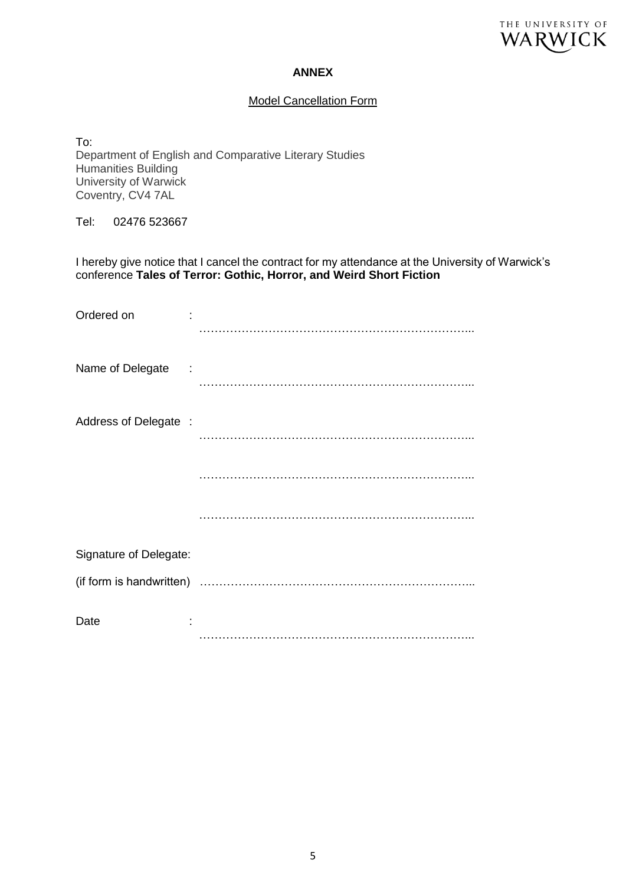**ANNEX**

Model Cancellation Form

To:
Department of English and Comparative Literary Studies
Humanities Building
University of Warwick
Coventry, CV4 7AL

Tel: 02476 523667

I hereby give notice that I cancel the contract for my attendance at the University of Warwick's conference **Tales of Terror: Gothic, Horror, and Weird Short Fiction**

Ordered on : ……………………………………………………………...

Name of Delegate : ……………………………………………………………...

Address of Delegate : ……………………………………………………………...

……………………………………………………………...

……………………………………………………………...

Signature of Delegate:

(if form is handwritten) ……………………………………………………………...

Date : ……………………………………………………………...